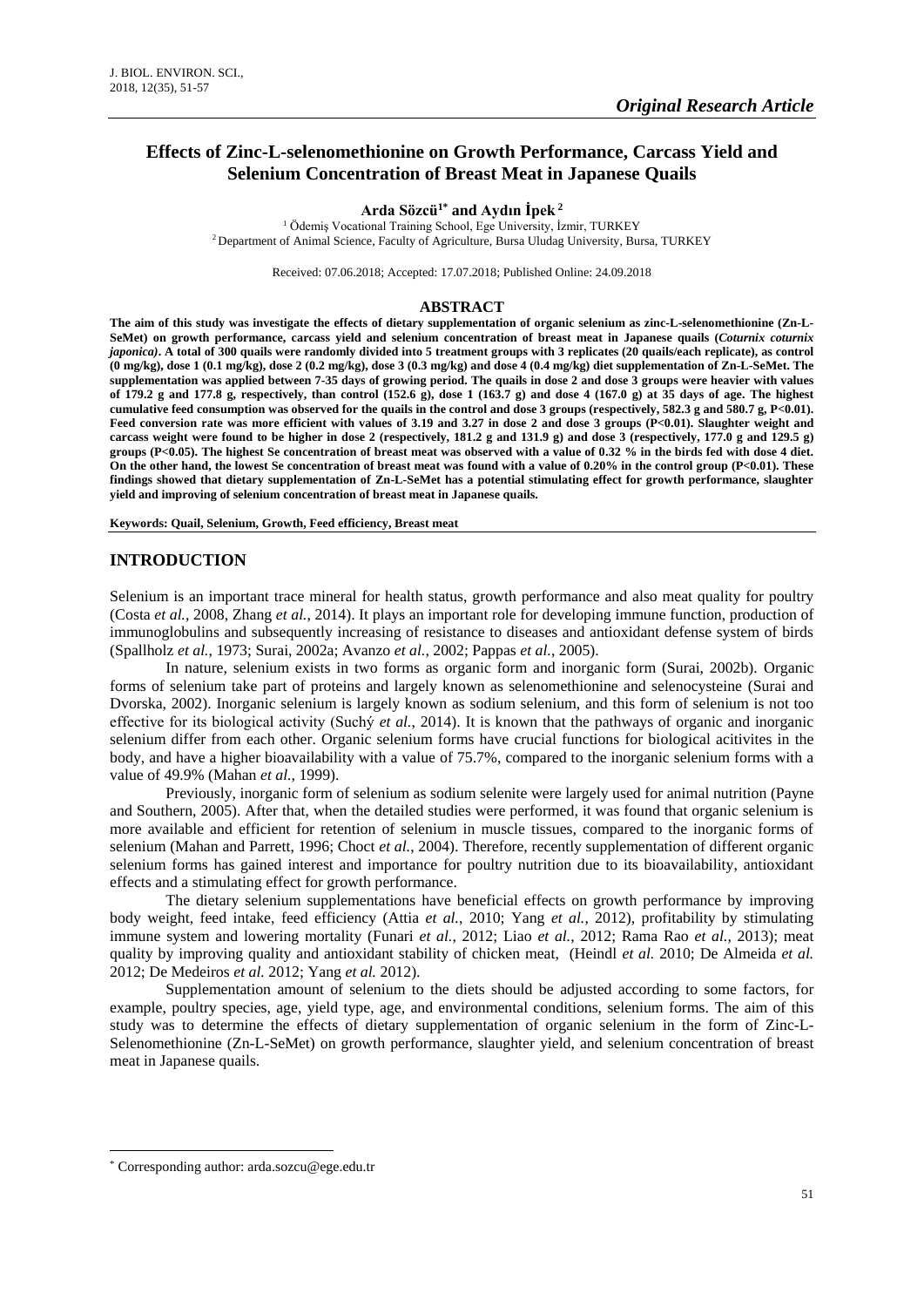*Original Research Article*

# Effects of Zinc-L-selenomethionine on Growth Performance, Carcass Yield and Selenium Concentration of Breast Meat in Japanese Quails

**Arda Sözcü[1*] and Aydın İpek [2]**

[1] Ödemiş Vocational Training School, Ege University, İzmir, TURKEY
[2] Department of Animal Science, Faculty of Agriculture, Bursa Uludag University, Bursa, TURKEY

Received: 07.06.2018; Accepted: 17.07.2018; Published Online: 24.09.2018

## ABSTRACT

**The aim of this study was investigate the effects of dietary supplementation of organic selenium as zinc-L-selenomethionine (Zn-L-SeMet) on growth performance, carcass yield and selenium concentration of breast meat in Japanese quails (*Coturnix coturnix japonica*). A total of 300 quails were randomly divided into 5 treatment groups with 3 replicates (20 quails/each replicate), as control (0 mg/kg), dose 1 (0.1 mg/kg), dose 2 (0.2 mg/kg), dose 3 (0.3 mg/kg) and dose 4 (0.4 mg/kg) diet supplementation of Zn-L-SeMet. The supplementation was applied between 7-35 days of growing period. The quails in dose 2 and dose 3 groups were heavier with values of 179.2 g and 177.8 g, respectively, than control (152.6 g), dose 1 (163.7 g) and dose 4 (167.0 g) at 35 days of age. The highest cumulative feed consumption was observed for the quails in the control and dose 3 groups (respectively, 582.3 g and 580.7 g, P<0.01). Feed conversion rate was more efficient with values of 3.19 and 3.27 in dose 2 and dose 3 groups (P<0.01). Slaughter weight and carcass weight were found to be higher in dose 2 (respectively, 181.2 g and 131.9 g) and dose 3 (respectively, 177.0 g and 129.5 g) groups (P<0.05). The highest Se concentration of breast meat was observed with a value of 0.32 % in the birds fed with dose 4 diet. On the other hand, the lowest Se concentration of breast meat was found with a value of 0.20% in the control group (P<0.01). These findings showed that dietary supplementation of Zn-L-SeMet has a potential stimulating effect for growth performance, slaughter yield and improving of selenium concentration of breast meat in Japanese quails.**

**Keywords: Quail, Selenium, Growth, Feed efficiency, Breast meat**

## INTRODUCTION

Selenium is an important trace mineral for health status, growth performance and also meat quality for poultry (Costa *et al.*, 2008, Zhang *et al.*, 2014). It plays an important role for developing immune function, production of immunoglobulins and subsequently increasing of resistance to diseases and antioxidant defense system of birds (Spallholz *et al.*, 1973; Surai, 2002a; Avanzo *et al.*, 2002; Pappas *et al.*, 2005).

In nature, selenium exists in two forms as organic form and inorganic form (Surai, 2002b). Organic forms of selenium take part of proteins and largely known as selenomethionine and selenocysteine (Surai and Dvorska, 2002). Inorganic selenium is largely known as sodium selenium, and this form of selenium is not too effective for its biological activity (Suchý *et al.*, 2014). It is known that the pathways of organic and inorganic selenium differ from each other. Organic selenium forms have crucial functions for biological acitivites in the body, and have a higher bioavailability with a value of 75.7%, compared to the inorganic selenium forms with a value of 49.9% (Mahan *et al.*, 1999).

Previously, inorganic form of selenium as sodium selenite were largely used for animal nutrition (Payne and Southern, 2005). After that, when the detailed studies were performed, it was found that organic selenium is more available and efficient for retention of selenium in muscle tissues, compared to the inorganic forms of selenium (Mahan and Parrett, 1996; Choct *et al.*, 2004). Therefore, recently supplementation of different organic selenium forms has gained interest and importance for poultry nutrition due to its bioavailability, antioxidant effects and a stimulating effect for growth performance.

The dietary selenium supplementations have beneficial effects on growth performance by improving body weight, feed intake, feed efficiency (Attia *et al.*, 2010; Yang *et al.*, 2012), profitability by stimulating immune system and lowering mortality (Funari *et al.*, 2012; Liao *et al.*, 2012; Rama Rao *et al.*, 2013); meat quality by improving quality and antioxidant stability of chicken meat, (Heindl *et al.* 2010; De Almeida *et al.* 2012; De Medeiros *et al.* 2012; Yang *et al.* 2012).

Supplementation amount of selenium to the diets should be adjusted according to some factors, for example, poultry species, age, yield type, age, and environmental conditions, selenium forms. The aim of this study was to determine the effects of dietary supplementation of organic selenium in the form of Zinc-L-Selenomethionine (Zn-L-SeMet) on growth performance, slaughter yield, and selenium concentration of breast meat in Japanese quails.

---

[*] Corresponding author: arda.sozcu@ege.edu.tr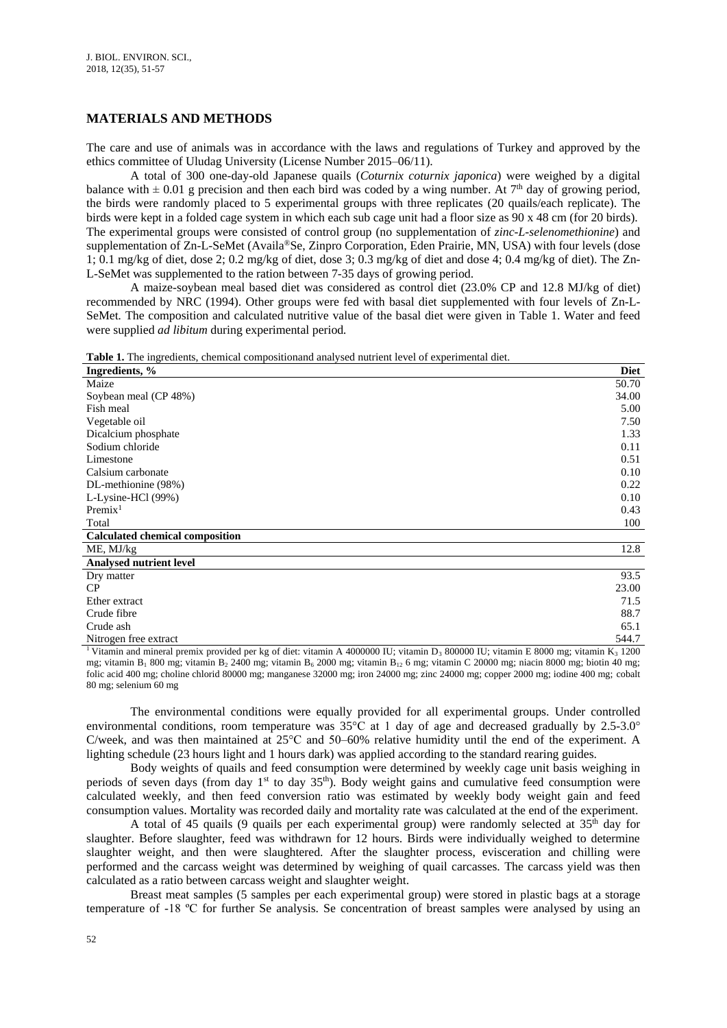## MATERIALS AND METHODS

The care and use of animals was in accordance with the laws and regulations of Turkey and approved by the ethics committee of Uludag University (License Number 2015–06/11).

A total of 300 one-day-old Japanese quails (*Coturnix coturnix japonica*) were weighed by a digital balance with ± 0.01 g precision and then each bird was coded by a wing number. At 7[th] day of growing period, the birds were randomly placed to 5 experimental groups with three replicates (20 quails/each replicate). The birds were kept in a folded cage system in which each sub cage unit had a floor size as 90 x 48 cm (for 20 birds). The experimental groups were consisted of control group (no supplementation of *zinc-L-selenomethionine*) and supplementation of Zn-L-SeMet (Availa®Se, Zinpro Corporation, Eden Prairie, MN, USA) with four levels (dose 1; 0.1 mg/kg of diet, dose 2; 0.2 mg/kg of diet, dose 3; 0.3 mg/kg of diet and dose 4; 0.4 mg/kg of diet). The Zn-L-SeMet was supplemented to the ration between 7-35 days of growing period.

A maize-soybean meal based diet was considered as control diet (23.0% CP and 12.8 MJ/kg of diet) recommended by NRC (1994). Other groups were fed with basal diet supplemented with four levels of Zn-L-SeMet. The composition and calculated nutritive value of the basal diet were given in Table 1. Water and feed were supplied *ad libitum* during experimental period.

**Table 1.** The ingredients, chemical compositionand analysed nutrient level of experimental diet.

| Ingredients, % | Diet |
|---|---|
| Maize | 50.70 |
| Soybean meal (CP 48%) | 34.00 |
| Fish meal | 5.00 |
| Vegetable oil | 7.50 |
| Dicalcium phosphate | 1.33 |
| Sodium chloride | 0.11 |
| Limestone | 0.51 |
| Calsium carbonate | 0.10 |
| DL-methionine (98%) | 0.22 |
| L-Lysine-HCl (99%) | 0.10 |
| Premix[1] | 0.43 |
| Total | 100 |
| **Calculated chemical composition** | |
| ME, MJ/kg | 12.8 |
| **Analysed nutrient level** | |
| Dry matter | 93.5 |
| CP | 23.00 |
| Ether extract | 71.5 |
| Crude fibre | 88.7 |
| Crude ash | 65.1 |
| Nitrogen free extract | 544.7 |

[1] Vitamin and mineral premix provided per kg of diet: vitamin A 4000000 IU; vitamin $D_3$ 800000 IU; vitamin E 8000 mg; vitamin $K_3$ 1200 mg; vitamin $B_1$ 800 mg; vitamin $B_2$ 2400 mg; vitamin $B_6$ 2000 mg; vitamin $B_{12}$ 6 mg; vitamin C 20000 mg; niacin 8000 mg; biotin 40 mg; folic acid 400 mg; choline chlorid 80000 mg; manganese 32000 mg; iron 24000 mg; zinc 24000 mg; copper 2000 mg; iodine 400 mg; cobalt 80 mg; selenium 60 mg

The environmental conditions were equally provided for all experimental groups. Under controlled environmental conditions, room temperature was 35°C at 1 day of age and decreased gradually by 2.5-3.0° C/week, and was then maintained at 25°C and 50–60% relative humidity until the end of the experiment. A lighting schedule (23 hours light and 1 hours dark) was applied according to the standard rearing guides.

Body weights of quails and feed consumption were determined by weekly cage unit basis weighing in periods of seven days (from day 1[st] to day 35[th]). Body weight gains and cumulative feed consumption were calculated weekly, and then feed conversion ratio was estimated by weekly body weight gain and feed consumption values. Mortality was recorded daily and mortality rate was calculated at the end of the experiment.

A total of 45 quails (9 quails per each experimental group) were randomly selected at 35[th] day for slaughter. Before slaughter, feed was withdrawn for 12 hours. Birds were individually weighed to determine slaughter weight, and then were slaughtered. After the slaughter process, evisceration and chilling were performed and the carcass weight was determined by weighing of quail carcasses. The carcass yield was then calculated as a ratio between carcass weight and slaughter weight.

Breast meat samples (5 samples per each experimental group) were stored in plastic bags at a storage temperature of -18 ºC for further Se analysis. Se concentration of breast samples were analysed by using an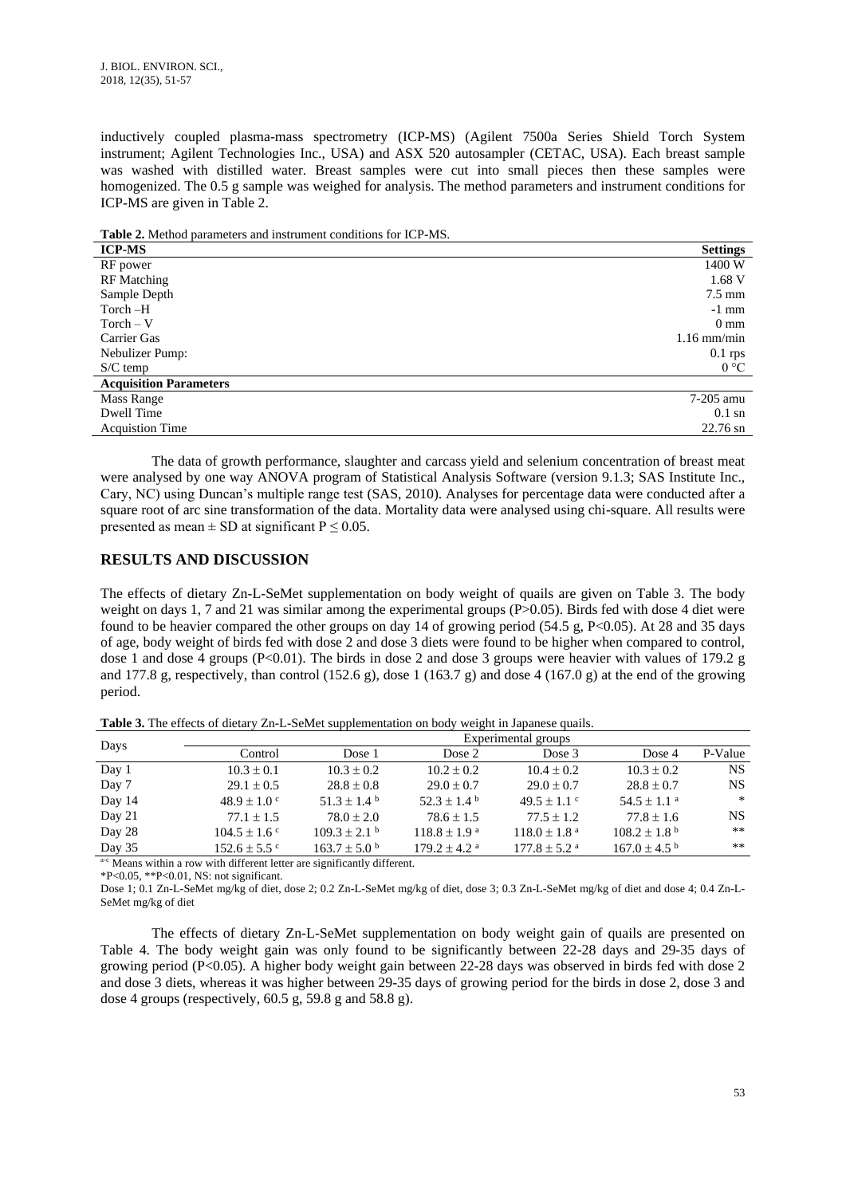inductively coupled plasma-mass spectrometry (ICP-MS) (Agilent 7500a Series Shield Torch System instrument; Agilent Technologies Inc., USA) and ASX 520 autosampler (CETAC, USA). Each breast sample was washed with distilled water. Breast samples were cut into small pieces then these samples were homogenized. The 0.5 g sample was weighed for analysis. The method parameters and instrument conditions for ICP-MS are given in Table 2.

**Table 2.** Method parameters and instrument conditions for ICP-MS.

| **ICP-MS** | **Settings** |
|---|---|
| RF power | 1400 W |
| RF Matching | 1.68 V |
| Sample Depth | 7.5 mm |
| Torch –H | -1 mm |
| Torch – V | 0 mm |
| Carrier Gas | 1.16 mm/min |
| Nebulizer Pump: | 0.1 rps |
| S/C temp | 0 °C |
| **Acquisition Parameters** | |
| Mass Range | 7-205 amu |
| Dwell Time | 0.1 sn |
| Acquistion Time | 22.76 sn |

The data of growth performance, slaughter and carcass yield and selenium concentration of breast meat were analysed by one way ANOVA program of Statistical Analysis Software (version 9.1.3; SAS Institute Inc., Cary, NC) using Duncan's multiple range test (SAS, 2010). Analyses for percentage data were conducted after a square root of arc sine transformation of the data. Mortality data were analysed using chi-square. All results were presented as mean ± SD at significant $P \leq 0.05$.

## RESULTS AND DISCUSSION

The effects of dietary Zn-L-SeMet supplementation on body weight of quails are given on Table 3. The body weight on days 1, 7 and 21 was similar among the experimental groups (P>0.05). Birds fed with dose 4 diet were found to be heavier compared the other groups on day 14 of growing period (54.5 g, P<0.05). At 28 and 35 days of age, body weight of birds fed with dose 2 and dose 3 diets were found to be higher when compared to control, dose 1 and dose 4 groups (P<0.01). The birds in dose 2 and dose 3 groups were heavier with values of 179.2 g and 177.8 g, respectively, than control (152.6 g), dose 1 (163.7 g) and dose 4 (167.0 g) at the end of the growing period.

**Table 3.** The effects of dietary Zn-L-SeMet supplementation on body weight in Japanese quails.

| Days | Experimental groups | | | | | |
|---|---|---|---|---|---|---|
| | Control | Dose 1 | Dose 2 | Dose 3 | Dose 4 | P-Value |
| Day 1 | 10.3 ± 0.1 | 10.3 ± 0.2 | 10.2 ± 0.2 | 10.4 ± 0.2 | 10.3 ± 0.2 | NS |
| Day 7 | 29.1 ± 0.5 | 28.8 ± 0.8 | 29.0 ± 0.7 | 29.0 ± 0.7 | 28.8 ± 0.7 | NS |
| Day 14 | 48.9 ± 1.0 $^{c}$ | 51.3 ± 1.4 $^{b}$ | 52.3 ± 1.4 $^{b}$ | 49.5 ± 1.1 $^{c}$ | 54.5 ± 1.1 $^{a}$ | * |
| Day 21 | 77.1 ± 1.5 | 78.0 ± 2.0 | 78.6 ± 1.5 | 77.5 ± 1.2 | 77.8 ± 1.6 | NS |
| Day 28 | 104.5 ± 1.6 $^{c}$ | 109.3 ± 2.1 $^{b}$ | 118.8 ± 1.9 $^{a}$ | 118.0 ± 1.8 $^{a}$ | 108.2 ± 1.8 $^{b}$ | ** |
| Day 35 | 152.6 ± 5.5 $^{c}$ | 163.7 ± 5.0 $^{b}$ | 179.2 ± 4.2 $^{a}$ | 177.8 ± 5.2 $^{a}$ | 167.0 ± 4.5 $^{b}$ | ** |

$^{a-c}$ Means within a row with different letter are significantly different.
*P<0.05, **P<0.01, NS: not significant.
Dose 1; 0.1 Zn-L-SeMet mg/kg of diet, dose 2; 0.2 Zn-L-SeMet mg/kg of diet, dose 3; 0.3 Zn-L-SeMet mg/kg of diet and dose 4; 0.4 Zn-L-SeMet mg/kg of diet

The effects of dietary Zn-L-SeMet supplementation on body weight gain of quails are presented on Table 4. The body weight gain was only found to be significantly between 22-28 days and 29-35 days of growing period (P<0.05). A higher body weight gain between 22-28 days was observed in birds fed with dose 2 and dose 3 diets, whereas it was higher between 29-35 days of growing period for the birds in dose 2, dose 3 and dose 4 groups (respectively, 60.5 g, 59.8 g and 58.8 g).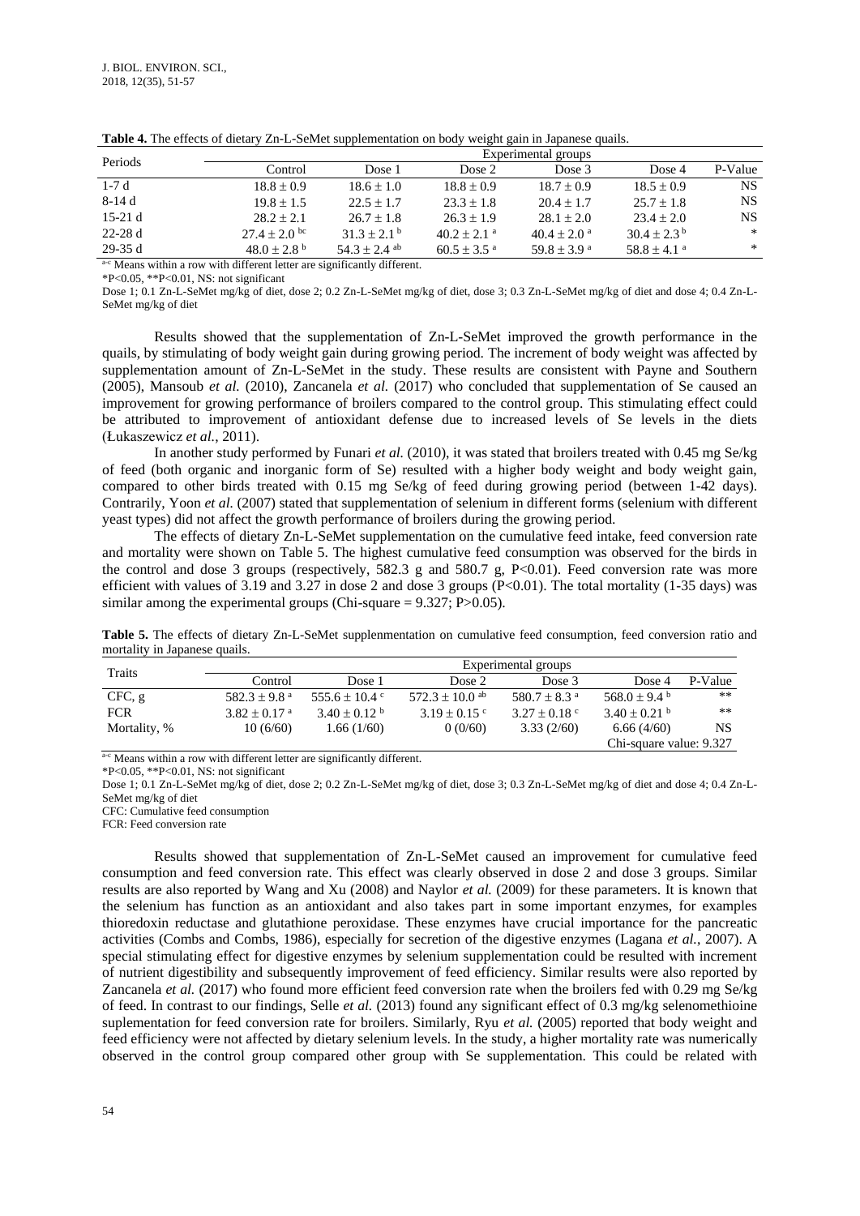**Table 4.** The effects of dietary Zn-L-SeMet supplementation on body weight gain in Japanese quails.

| Periods | Experimental groups | | | | | |
|---|---|---|---|---|---|---|
| | Control | Dose 1 | Dose 2 | Dose 3 | Dose 4 | P-Value |
| 1-7 d | 18.8 ± 0.9 | 18.6 ± 1.0 | 18.8 ± 0.9 | 18.7 ± 0.9 | 18.5 ± 0.9 | NS |
| 8-14 d | 19.8 ± 1.5 | 22.5 ± 1.7 | 23.3 ± 1.8 | 20.4 ± 1.7 | 25.7 ± 1.8 | NS |
| 15-21 d | 28.2 ± 2.1 | 26.7 ± 1.8 | 26.3 ± 1.9 | 28.1 ± 2.0 | 23.4 ± 2.0 | NS |
| 22-28 d | 27.4 ± 2.0 [bc] | 31.3 ± 2.1 [b] | 40.2 ± 2.1 [a] | 40.4 ± 2.0 [a] | 30.4 ± 2.3 [b] | * |
| 29-35 d | 48.0 ± 2.8 [b] | 54.3 ± 2.4 [ab] | 60.5 ± 3.5 [a] | 59.8 ± 3.9 [a] | 58.8 ± 4.1 [a] | * |

[a-c] Means within a row with different letter are significantly different.

*P<0.05, **P<0.01, NS: not significant

Dose 1; 0.1 Zn-L-SeMet mg/kg of diet, dose 2; 0.2 Zn-L-SeMet mg/kg of diet, dose 3; 0.3 Zn-L-SeMet mg/kg of diet and dose 4; 0.4 Zn-L-SeMet mg/kg of diet

Results showed that the supplementation of Zn-L-SeMet improved the growth performance in the quails, by stimulating of body weight gain during growing period. The increment of body weight was affected by supplementation amount of Zn-L-SeMet in the study. These results are consistent with Payne and Southern (2005), Mansoub *et al.* (2010), Zancanela *et al.* (2017) who concluded that supplementation of Se caused an improvement for growing performance of broilers compared to the control group. This stimulating effect could be attributed to improvement of antioxidant defense due to increased levels of Se levels in the diets (Łukaszewicz *et al.*, 2011).

In another study performed by Funari *et al.* (2010), it was stated that broilers treated with 0.45 mg Se/kg of feed (both organic and inorganic form of Se) resulted with a higher body weight and body weight gain, compared to other birds treated with 0.15 mg Se/kg of feed during growing period (between 1-42 days). Contrarily, Yoon *et al.* (2007) stated that supplementation of selenium in different forms (selenium with different yeast types) did not affect the growth performance of broilers during the growing period.

The effects of dietary Zn-L-SeMet supplementation on the cumulative feed intake, feed conversion rate and mortality were shown on Table 5. The highest cumulative feed consumption was observed for the birds in the control and dose 3 groups (respectively, 582.3 g and 580.7 g, P<0.01). Feed conversion rate was more efficient with values of 3.19 and 3.27 in dose 2 and dose 3 groups (P<0.01). The total mortality (1-35 days) was similar among the experimental groups (Chi-square = 9.327; P>0.05).

**Table 5.** The effects of dietary Zn-L-SeMet supplenmentation on cumulative feed consumption, feed conversion ratio and mortality in Japanese quails.

| Traits | Experimental groups | | | | | |
|---|---|---|---|---|---|---|
| | Control | Dose 1 | Dose 2 | Dose 3 | Dose 4 | P-Value |
| CFC, g | 582.3 ± 9.8 [a] | 555.6 ± 10.4 [c] | 572.3 ± 10.0 [ab] | 580.7 ± 8.3 [a] | 568.0 ± 9.4 [b] | ** |
| FCR | 3.82 ± 0.17 [a] | 3.40 ± 0.12 [b] | 3.19 ± 0.15 [c] | 3.27 ± 0.18 [c] | 3.40 ± 0.21 [b] | ** |
| Mortality, % | 10 (6/60) | 1.66 (1/60) | 0 (0/60) | 3.33 (2/60) | 6.66 (4/60) | NS |
| | | | | | Chi-square value: 9.327 | |

[a-c] Means within a row with different letter are significantly different.

*P<0.05, **P<0.01, NS: not significant

Dose 1; 0.1 Zn-L-SeMet mg/kg of diet, dose 2; 0.2 Zn-L-SeMet mg/kg of diet, dose 3; 0.3 Zn-L-SeMet mg/kg of diet and dose 4; 0.4 Zn-L-SeMet mg/kg of diet

CFC: Cumulative feed consumption

FCR: Feed conversion rate

Results showed that supplementation of Zn-L-SeMet caused an improvement for cumulative feed consumption and feed conversion rate. This effect was clearly observed in dose 2 and dose 3 groups. Similar results are also reported by Wang and Xu (2008) and Naylor *et al.* (2009) for these parameters. It is known that the selenium has function as an antioxidant and also takes part in some important enzymes, for examples thioredoxin reductase and glutathione peroxidase. These enzymes have crucial importance for the pancreatic activities (Combs and Combs, 1986), especially for secretion of the digestive enzymes (Lagana *et al.*, 2007). A special stimulating effect for digestive enzymes by selenium supplementation could be resulted with increment of nutrient digestibility and subsequently improvement of feed efficiency. Similar results were also reported by Zancanela *et al.* (2017) who found more efficient feed conversion rate when the broilers fed with 0.29 mg Se/kg of feed. In contrast to our findings, Selle *et al.* (2013) found any significant effect of 0.3 mg/kg selenomethioine suplementation for feed conversion rate for broilers. Similarly, Ryu *et al.* (2005) reported that body weight and feed efficiency were not affected by dietary selenium levels. In the study, a higher mortality rate was numerically observed in the control group compared other group with Se supplementation. This could be related with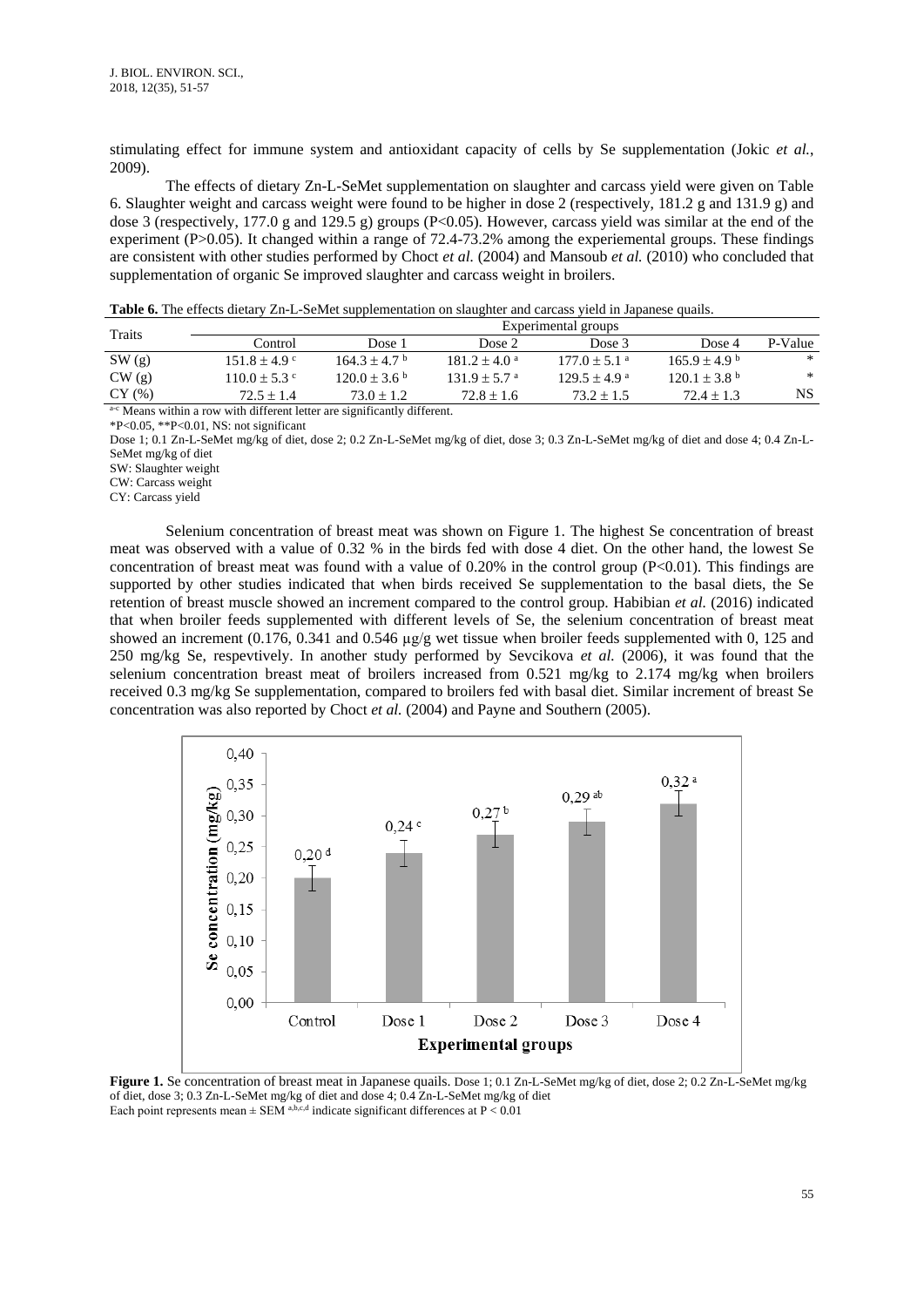stimulating effect for immune system and antioxidant capacity of cells by Se supplementation (Jokic *et al.*, 2009).

The effects of dietary Zn-L-SeMet supplementation on slaughter and carcass yield were given on Table 6. Slaughter weight and carcass weight were found to be higher in dose 2 (respectively, 181.2 g and 131.9 g) and dose 3 (respectively, 177.0 g and 129.5 g) groups (P<0.05). However, carcass yield was similar at the end of the experiment (P>0.05). It changed within a range of 72.4-73.2% among the experiemental groups. These findings are consistent with other studies performed by Choct *et al.* (2004) and Mansoub *et al.* (2010) who concluded that supplementation of organic Se improved slaughter and carcass weight in broilers.

**Table 6.** The effects dietary Zn-L-SeMet supplementation on slaughter and carcass yield in Japanese quails.

| Traits | Experimental groups | | | | | |
|---|---|---|---|---|---|---|
| | Control | Dose 1 | Dose 2 | Dose 3 | Dose 4 | P-Value |
| SW (g) | $151.8 \pm 4.9^{c}$ | $164.3 \pm 4.7^{b}$ | $181.2 \pm 4.0^{a}$ | $177.0 \pm 5.1^{a}$ | $165.9 \pm 4.9^{b}$ | * |
| CW (g) | $110.0 \pm 5.3^{c}$ | $120.0 \pm 3.6^{b}$ | $131.9 \pm 5.7^{a}$ | $129.5 \pm 4.9^{a}$ | $120.1 \pm 3.8^{b}$ | * |
| CY (%) | $72.5 \pm 1.4$ | $73.0 \pm 1.2$ | $72.8 \pm 1.6$ | $73.2 \pm 1.5$ | $72.4 \pm 1.3$ | NS |

a-c Means within a row with different letter are significantly different.
*P<0.05, **P<0.01, NS: not significant
Dose 1; 0.1 Zn-L-SeMet mg/kg of diet, dose 2; 0.2 Zn-L-SeMet mg/kg of diet, dose 3; 0.3 Zn-L-SeMet mg/kg of diet and dose 4; 0.4 Zn-L-SeMet mg/kg of diet
SW: Slaughter weight
CW: Carcass weight
CY: Carcass yield

Selenium concentration of breast meat was shown on Figure 1. The highest Se concentration of breast meat was observed with a value of 0.32 % in the birds fed with dose 4 diet. On the other hand, the lowest Se concentration of breast meat was found with a value of 0.20% in the control group (P<0.01). This findings are supported by other studies indicated that when birds received Se supplementation to the basal diets, the Se retention of breast muscle showed an increment compared to the control group. Habibian *et al.* (2016) indicated that when broiler feeds supplemented with different levels of Se, the selenium concentration of breast meat showed an increment (0.176, 0.341 and 0.546 µg/g wet tissue when broiler feeds supplemented with 0, 125 and 250 mg/kg Se, respevtively. In another study performed by Sevcikova *et al.* (2006), it was found that the selenium concentration breast meat of broilers increased from 0.521 mg/kg to 2.174 mg/kg when broilers received 0.3 mg/kg Se supplementation, compared to broilers fed with basal diet. Similar increment of breast Se concentration was also reported by Choct *et al.* (2004) and Payne and Southern (2005).

| Experimental groups | Se concentration (mg/kg) |
|---|---|
| Control | 0,20 d |
| Dose 1 | 0,24 c |
| Dose 2 | 0,27 b |
| Dose 3 | 0,29 ab |
| Dose 4 | 0,32 a |

**Figure 1.** Se concentration of breast meat in Japanese quails. Dose 1; 0.1 Zn-L-SeMet mg/kg of diet, dose 2; 0.2 Zn-L-SeMet mg/kg of diet, dose 3; 0.3 Zn-L-SeMet mg/kg of diet and dose 4; 0.4 Zn-L-SeMet mg/kg of diet
Each point represents mean ± SEM a,b,c,d indicate significant differences at P < 0.01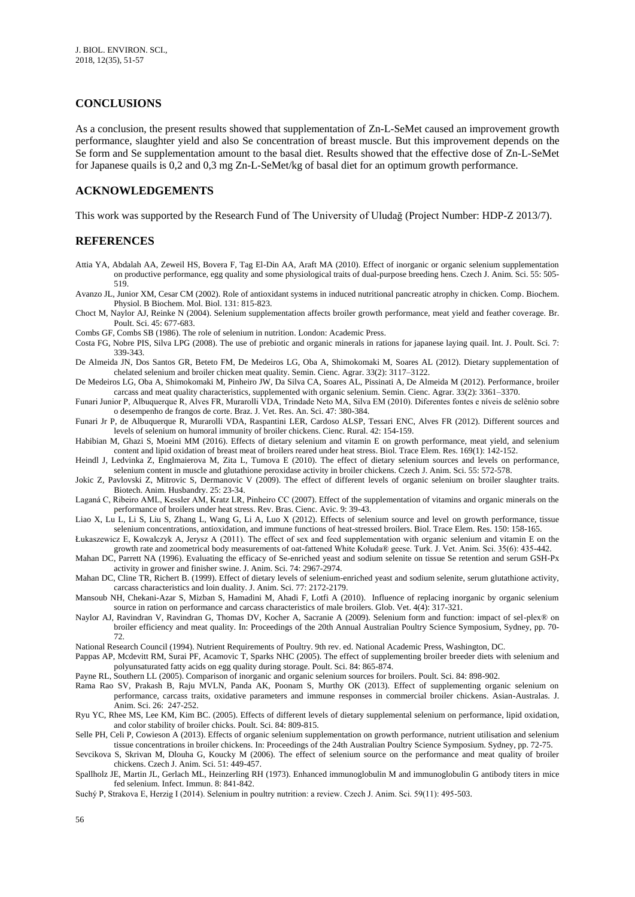## CONCLUSIONS

As a conclusion, the present results showed that supplementation of Zn-L-SeMet caused an improvement growth performance, slaughter yield and also Se concentration of breast muscle. But this improvement depends on the Se form and Se supplementation amount to the basal diet. Results showed that the effective dose of Zn-L-SeMet for Japanese quails is 0,2 and 0,3 mg Zn-L-SeMet/kg of basal diet for an optimum growth performance.

## ACKNOWLEDGEMENTS

This work was supported by the Research Fund of The University of Uludağ (Project Number: HDP-Z 2013/7).

## REFERENCES

Attia YA, Abdalah AA, Zeweil HS, Bovera F, Tag El-Din AA, Araft MA (2010). Effect of inorganic or organic selenium supplementation on productive performance, egg quality and some physiological traits of dual-purpose breeding hens. Czech J. Anim. Sci. 55: 505-519.

Avanzo JL, Junior XM, Cesar CM (2002). Role of antioxidant systems in induced nutritional pancreatic atrophy in chicken. Comp. Biochem. Physiol. B Biochem. Mol. Biol. 131: 815-823.

Choct M, Naylor AJ, Reinke N (2004). Selenium supplementation affects broiler growth performance, meat yield and feather coverage. Br. Poult. Sci. 45: 677-683.

Combs GF, Combs SB (1986). The role of selenium in nutrition. London: Academic Press.

Costa FG, Nobre PIS, Silva LPG (2008). The use of prebiotic and organic minerals in rations for japanese laying quail. Int. J. Poult. Sci. 7: 339-343.

De Almeida JN, Dos Santos GR, Beteto FM, De Medeiros LG, Oba A, Shimokomaki M, Soares AL (2012). Dietary supplementation of chelated selenium and broiler chicken meat quality. Semin. Cienc. Agrar. 33(2): 3117–3122.

De Medeiros LG, Oba A, Shimokomaki M, Pinheiro JW, Da Silva CA, Soares AL, Pissinati A, De Almeida M (2012). Performance, broiler carcass and meat quality characteristics, supplemented with organic selenium. Semin. Cienc. Agrar. 33(2): 3361–3370.

Funari Junior P, Albuquerque R, Alves FR, Murarolli VDA, Trindade Neto MA, Silva EM (2010). Diferentes fontes e níveis de selênio sobre o desempenho de frangos de corte. Braz. J. Vet. Res. An. Sci. 47: 380-384.

Funari Jr P, de Albuquerque R, Murarolli VDA, Raspantini LER, Cardoso ALSP, Tessari ENC, Alves FR (2012). Different sources and levels of selenium on humoral immunity of broiler chickens. Cienc. Rural. 42: 154-159.

Habibian M, Ghazi S, Moeini MM (2016). Effects of dietary selenium and vitamin E on growth performance, meat yield, and selenium content and lipid oxidation of breast meat of broilers reared under heat stress. Biol. Trace Elem. Res. 169(1): 142-152.

Heindl J, Ledvinka Z, Englmaierova M, Zita L, Tumova E (2010). The effect of dietary selenium sources and levels on performance, selenium content in muscle and glutathione peroxidase activity in broiler chickens. Czech J. Anim. Sci. 55: 572-578.

Jokic Z, Pavlovski Z, Mitrovic S, Dermanovic V (2009). The effect of different levels of organic selenium on broiler slaughter traits. Biotech. Anim. Husbandry. 25: 23-34.

Laganá C, Ribeiro AML, Kessler AM, Kratz LR, Pinheiro CC (2007). Effect of the supplementation of vitamins and organic minerals on the performance of broilers under heat stress. Rev. Bras. Cienc. Avic. 9: 39-43.

Liao X, Lu L, Li S, Liu S, Zhang L, Wang G, Li A, Luo X (2012). Effects of selenium source and level on growth performance, tissue selenium concentrations, antioxidation, and immune functions of heat-stressed broilers. Biol. Trace Elem. Res. 150: 158-165.

Łukaszewicz E, Kowalczyk A, Jerysz A (2011). The effect of sex and feed supplementation with organic selenium and vitamin E on the growth rate and zoometrical body measurements of oat-fattened White Kołuda® geese. Turk. J. Vet. Anim. Sci. 35(6): 435-442.

Mahan DC, Parrett NA (1996). Evaluating the efficacy of Se-enriched yeast and sodium selenite on tissue Se retention and serum GSH-Px activity in grower and finisher swine. J. Anim. Sci. 74: 2967-2974.

Mahan DC, Cline TR, Richert B. (1999). Effect of dietary levels of selenium-enriched yeast and sodium selenite, serum glutathione activity, carcass characteristics and loin duality. J. Anim. Sci. 77: 2172-2179.

Mansoub NH, Chekani-Azar S, Mizban S, Hamadini M, Ahadi F, Lotfi A (2010). Influence of replacing inorganic by organic selenium source in ration on performance and carcass characteristics of male broilers. Glob. Vet. 4(4): 317-321.

Naylor AJ, Ravindran V, Ravindran G, Thomas DV, Kocher A, Sacranie A (2009). Selenium form and function: impact of sel-plex® on broiler efficiency and meat quality. In: Proceedings of the 20th Annual Australian Poultry Science Symposium, Sydney, pp. 70-72.

National Research Council (1994). Nutrient Requirements of Poultry. 9th rev. ed. National Academic Press, Washington, DC.

Pappas AP, Mcdevitt RM, Surai PF, Acamovic T, Sparks NHC (2005). The effect of supplementing broiler breeder diets with selenium and polyunsaturated fatty acids on egg quality during storage. Poult. Sci. 84: 865-874.

Payne RL, Southern LL (2005). Comparison of inorganic and organic selenium sources for broilers. Poult. Sci. 84: 898-902.

Rama Rao SV, Prakash B, Raju MVLN, Panda AK, Poonam S, Murthy OK (2013). Effect of supplementing organic selenium on performance, carcass traits, oxidative parameters and immune responses in commercial broiler chickens. Asian-Australas. J. Anim. Sci. 26: 247-252.

Ryu YC, Rhee MS, Lee KM, Kim BC. (2005). Effects of different levels of dietary supplemental selenium on performance, lipid oxidation, and color stability of broiler chicks. Poult. Sci. 84: 809-815.

Selle PH, Celi P, Cowieson A (2013). Effects of organic selenium supplementation on growth performance, nutrient utilisation and selenium tissue concentrations in broiler chickens. In: Proceedings of the 24th Australian Poultry Science Symposium. Sydney, pp. 72-75.

Sevcikova S, Skrivan M, Dlouha G, Koucky M (2006). The effect of selenium source on the performance and meat quality of broiler chickens. Czech J. Anim. Sci. 51: 449-457.

Spallholz JE, Martin JL, Gerlach ML, Heinzerling RH (1973). Enhanced immunoglobulin M and immunoglobulin G antibody titers in mice fed selenium. Infect. Immun. 8: 841-842.

Suchý P, Strakova E, Herzig I (2014). Selenium in poultry nutrition: a review. Czech J. Anim. Sci. 59(11): 495-503.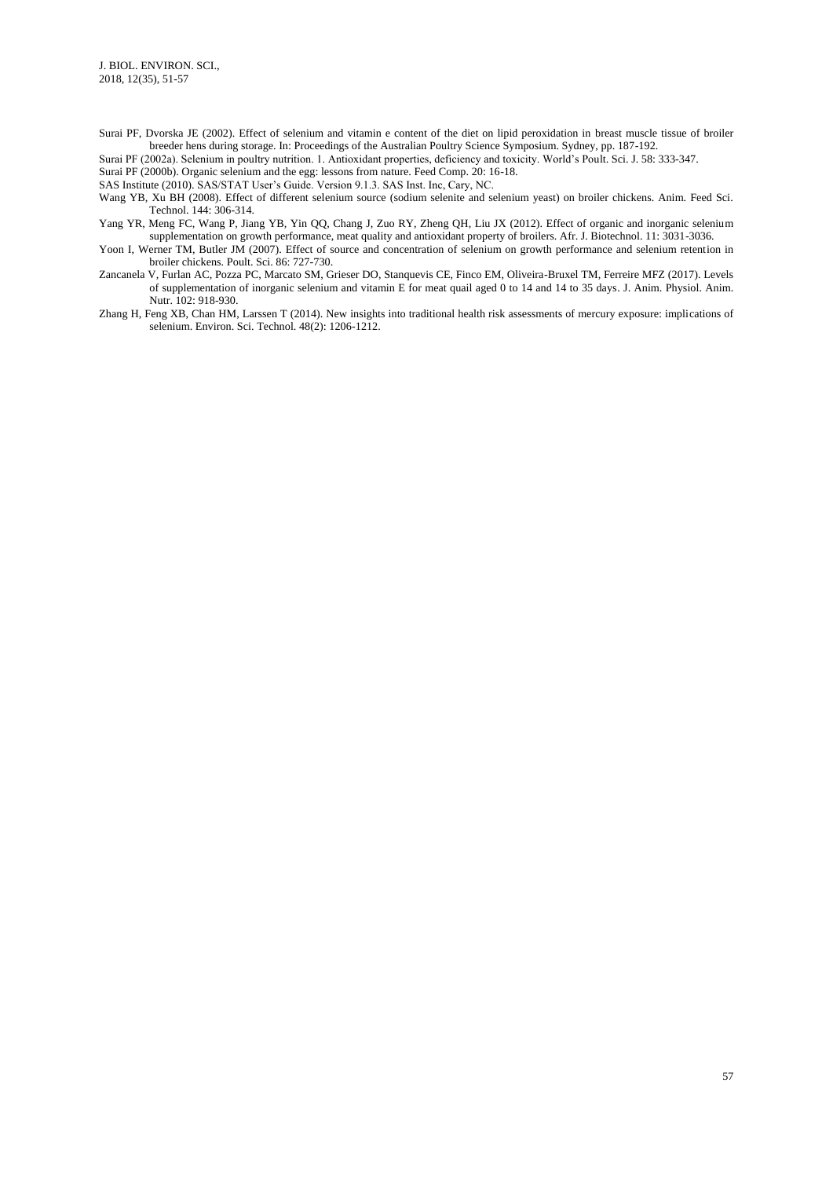Surai PF, Dvorska JE (2002). Effect of selenium and vitamin e content of the diet on lipid peroxidation in breast muscle tissue of broiler breeder hens during storage. In: Proceedings of the Australian Poultry Science Symposium. Sydney, pp. 187-192.

Surai PF (2002a). Selenium in poultry nutrition. 1. Antioxidant properties, deficiency and toxicity. World's Poult. Sci. J. 58: 333-347.

Surai PF (2000b). Organic selenium and the egg: lessons from nature. Feed Comp. 20: 16-18.

SAS Institute (2010). SAS/STAT User's Guide. Version 9.1.3. SAS Inst. Inc, Cary, NC.

Wang YB, Xu BH (2008). Effect of different selenium source (sodium selenite and selenium yeast) on broiler chickens. Anim. Feed Sci. Technol. 144: 306-314.

Yang YR, Meng FC, Wang P, Jiang YB, Yin QQ, Chang J, Zuo RY, Zheng QH, Liu JX (2012). Effect of organic and inorganic selenium supplementation on growth performance, meat quality and antioxidant property of broilers. Afr. J. Biotechnol. 11: 3031-3036.

Yoon I, Werner TM, Butler JM (2007). Effect of source and concentration of selenium on growth performance and selenium retention in broiler chickens. Poult. Sci. 86: 727-730.

Zancanela V, Furlan AC, Pozza PC, Marcato SM, Grieser DO, Stanquevis CE, Finco EM, Oliveira-Bruxel TM, Ferreire MFZ (2017). Levels of supplementation of inorganic selenium and vitamin E for meat quail aged 0 to 14 and 14 to 35 days. J. Anim. Physiol. Anim. Nutr. 102: 918-930.

Zhang H, Feng XB, Chan HM, Larssen T (2014). New insights into traditional health risk assessments of mercury exposure: implications of selenium. Environ. Sci. Technol. 48(2): 1206-1212.